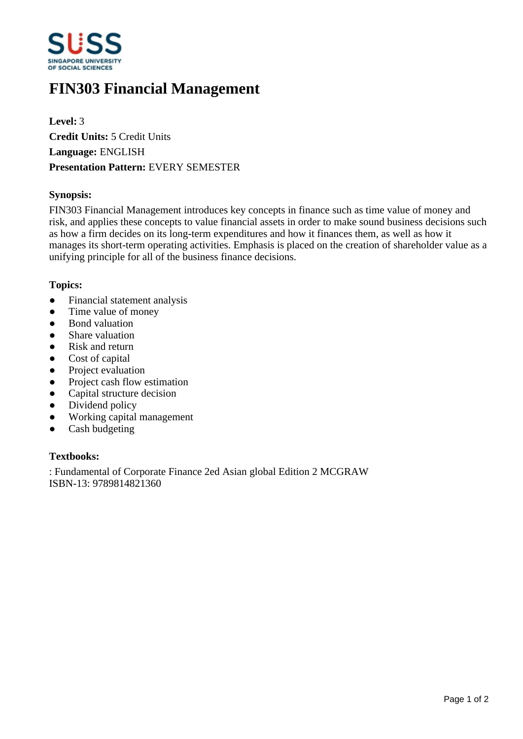# FIN303 Financial Management

**Level:** 3
**Credit Units:** 5 Credit Units
**Language:** ENGLISH
**Presentation Pattern:** EVERY SEMESTER

### Synopsis:

FIN303 Financial Management introduces key concepts in finance such as time value of money and risk, and applies these concepts to value financial assets in order to make sound business decisions such as how a firm decides on its long-term expenditures and how it finances them, as well as how it manages its short-term operating activities. Emphasis is placed on the creation of shareholder value as a unifying principle for all of the business finance decisions.

### Topics:

- Financial statement analysis
- Time value of money
- Bond valuation
- Share valuation
- Risk and return
- Cost of capital
- Project evaluation
- Project cash flow estimation
- Capital structure decision
- Dividend policy
- Working capital management
- Cash budgeting

### Textbooks:

: Fundamental of Corporate Finance 2ed Asian global Edition 2 MCGRAW
ISBN-13: 9789814821360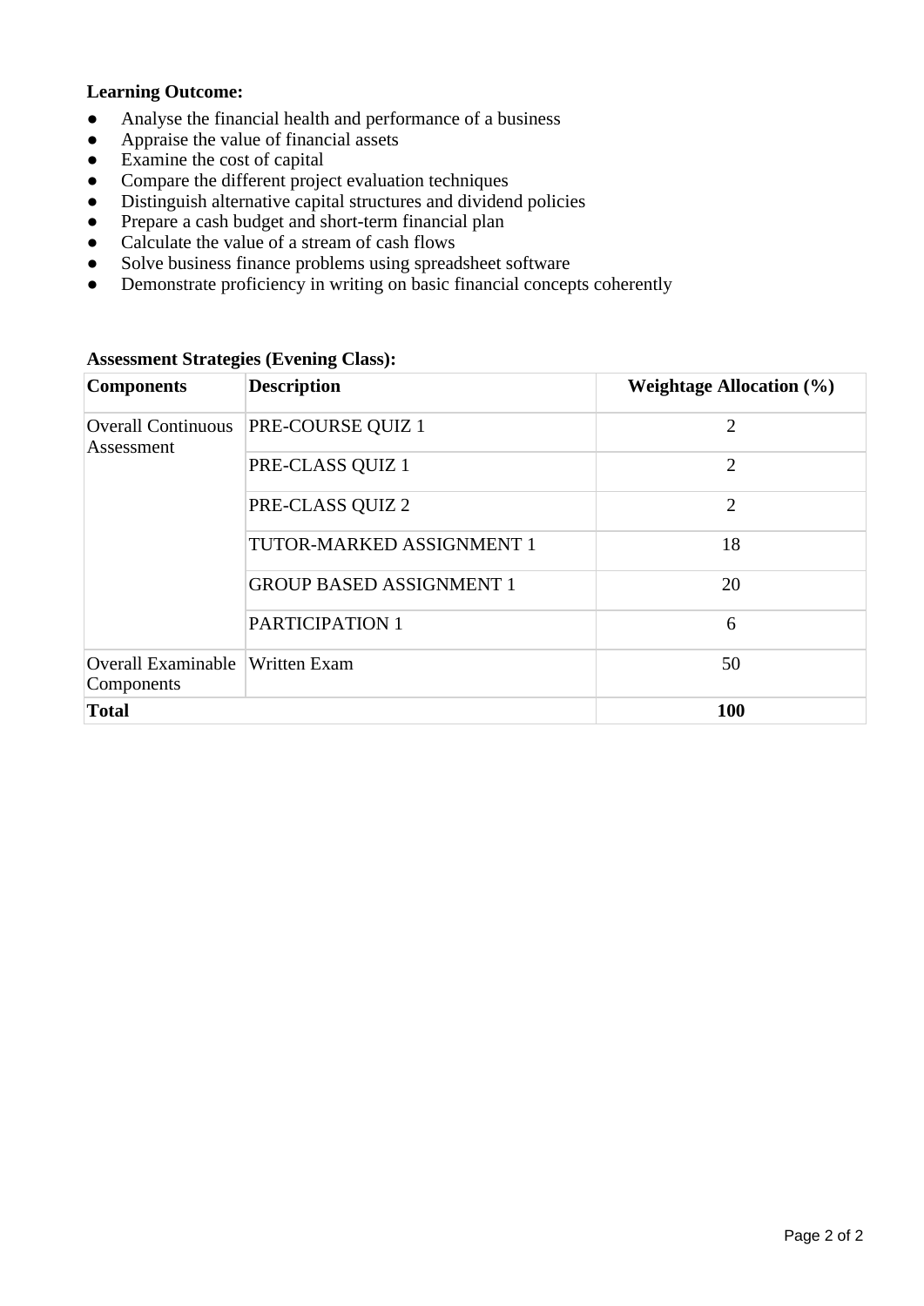**Learning Outcome:**

- Analyse the financial health and performance of a business
- Appraise the value of financial assets
- Examine the cost of capital
- Compare the different project evaluation techniques
- Distinguish alternative capital structures and dividend policies
- Prepare a cash budget and short-term financial plan
- Calculate the value of a stream of cash flows
- Solve business finance problems using spreadsheet software
- Demonstrate proficiency in writing on basic financial concepts coherently

**Assessment Strategies (Evening Class):**

| Components | Description | Weightage Allocation (%) |
| --- | --- | --- |
| Overall Continuous Assessment | PRE-COURSE QUIZ 1 | 2 |
| | PRE-CLASS QUIZ 1 | 2 |
| | PRE-CLASS QUIZ 2 | 2 |
| | TUTOR-MARKED ASSIGNMENT 1 | 18 |
| | GROUP BASED ASSIGNMENT 1 | 20 |
| | PARTICIPATION 1 | 6 |
| Overall Examinable Components | Written Exam | 50 |
| **Total** | | **100** |